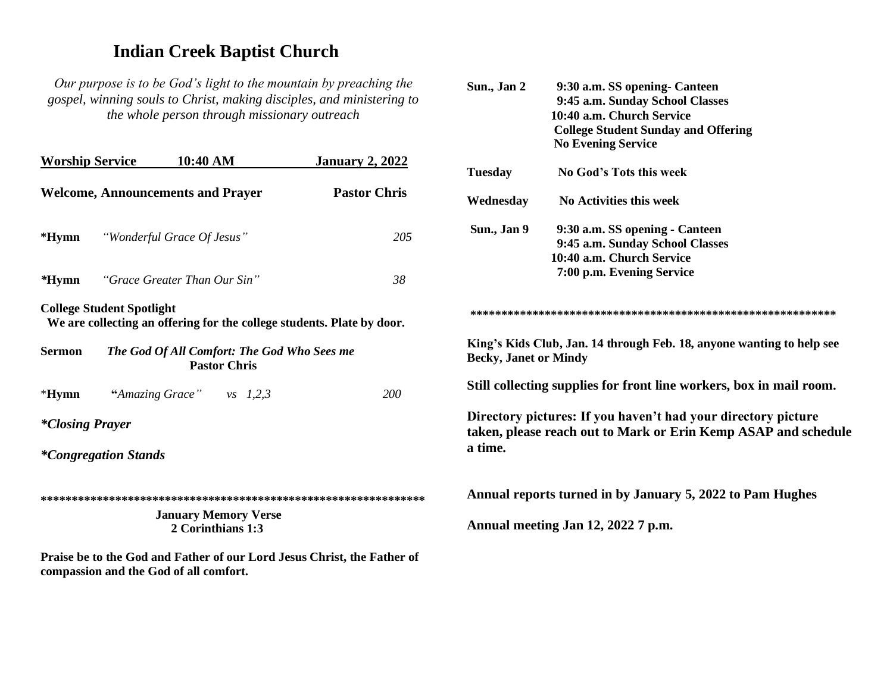# Indian Creek Baptist Church

*Our purpose is to be God's light to the mountain by preaching the gospel, winning souls to Christ, making disciples, and ministering to the whole person through missionary outreach*

**Worship Service 10:40 AM January 2, 2022**

**Welcome, Announcements and Prayer** **Pastor Chris**

**\*Hymn** *"Wonderful Grace Of Jesus"* *205*

**\*Hymn** *"Grace Greater Than Our Sin"* *38*

**College Student Spotlight**
**We are collecting an offering for the college students. Plate by door.**

**Sermon** ***The God Of All Comfort: The God Who Sees me***
**Pastor Chris**

\***Hymn** **"***Amazing Grace" vs 1,2,3* *200*

***\*Closing Prayer***

***\*Congregation Stands***

**************************************************************

**January Memory Verse**
**2 Corinthians 1:3**

**Praise be to the God and Father of our Lord Jesus Christ, the Father of compassion and the God of all comfort.**

**Sun., Jan 2** **9:30 a.m. SS opening- Canteen**
**9:45 a.m. Sunday School Classes**
**10:40 a.m. Church Service**
**College Student Sunday and Offering**
**No Evening Service**

**Tuesday** **No God's Tots this week**

**Wednesday** **No Activities this week**

**Sun., Jan 9** **9:30 a.m. SS opening - Canteen**
**9:45 a.m. Sunday School Classes**
**10:40 a.m. Church Service**
**7:00 p.m. Evening Service**

**************************************************************

**King's Kids Club, Jan. 14 through Feb. 18, anyone wanting to help see Becky, Janet or Mindy**

**Still collecting supplies for front line workers, box in mail room.**

**Directory pictures: If you haven't had your directory picture taken, please reach out to Mark or Erin Kemp ASAP and schedule a time.**

**Annual reports turned in by January 5, 2022 to Pam Hughes**

**Annual meeting Jan 12, 2022 7 p.m.**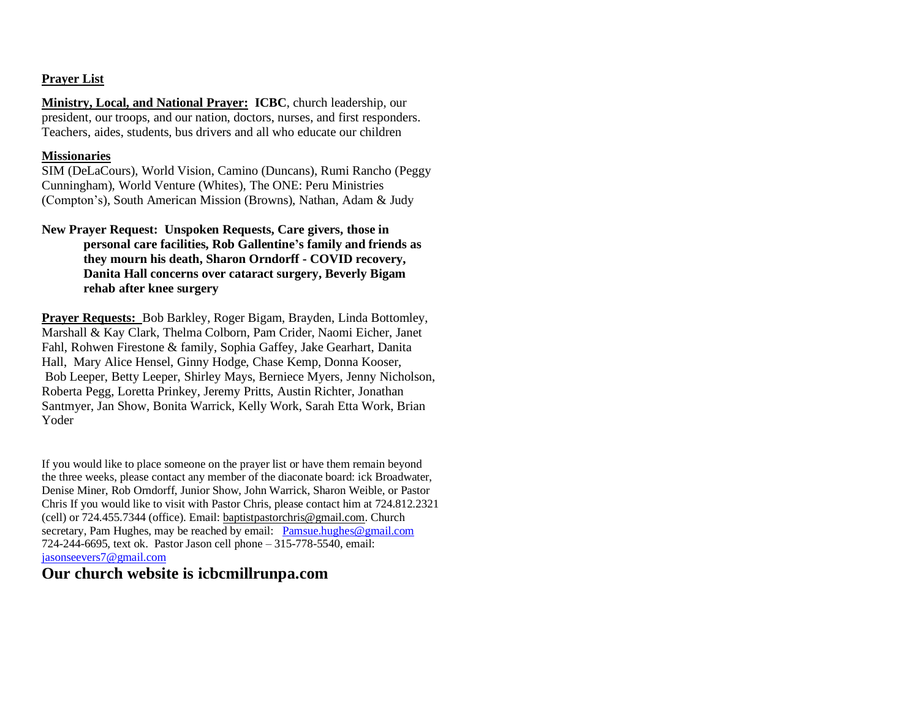**Prayer List**

**Ministry, Local, and National Prayer: ICBC**, church leadership, our president, our troops, and our nation, doctors, nurses, and first responders. Teachers, aides, students, bus drivers and all who educate our children

**Missionaries**
SIM (DeLaCours), World Vision, Camino (Duncans), Rumi Rancho (Peggy Cunningham), World Venture (Whites), The ONE: Peru Ministries (Compton's), South American Mission (Browns), Nathan, Adam & Judy

**New Prayer Request: Unspoken Requests, Care givers, those in personal care facilities, Rob Gallentine's family and friends as they mourn his death, Sharon Orndorff - COVID recovery, Danita Hall concerns over cataract surgery, Beverly Bigam rehab after knee surgery**

**Prayer Requests:** Bob Barkley, Roger Bigam, Brayden, Linda Bottomley, Marshall & Kay Clark, Thelma Colborn, Pam Crider, Naomi Eicher, Janet Fahl, Rohwen Firestone & family, Sophia Gaffey, Jake Gearhart, Danita Hall, Mary Alice Hensel, Ginny Hodge, Chase Kemp, Donna Kooser, Bob Leeper, Betty Leeper, Shirley Mays, Berniece Myers, Jenny Nicholson, Roberta Pegg, Loretta Prinkey, Jeremy Pritts, Austin Richter, Jonathan Santmyer, Jan Show, Bonita Warrick, Kelly Work, Sarah Etta Work, Brian Yoder

If you would like to place someone on the prayer list or have them remain beyond the three weeks, please contact any member of the diaconate board: ick Broadwater, Denise Miner, Rob Orndorff, Junior Show, John Warrick, Sharon Weible, or Pastor Chris If you would like to visit with Pastor Chris, please contact him at 724.812.2321 (cell) or 724.455.7344 (office). Email: baptistpastorchris@gmail.com. Church secretary, Pam Hughes, may be reached by email: Pamsue.hughes@gmail.com 724-244-6695, text ok. Pastor Jason cell phone – 315-778-5540, email: jasonseevers7@gmail.com

**Our church website is icbcmillrunpa.com**